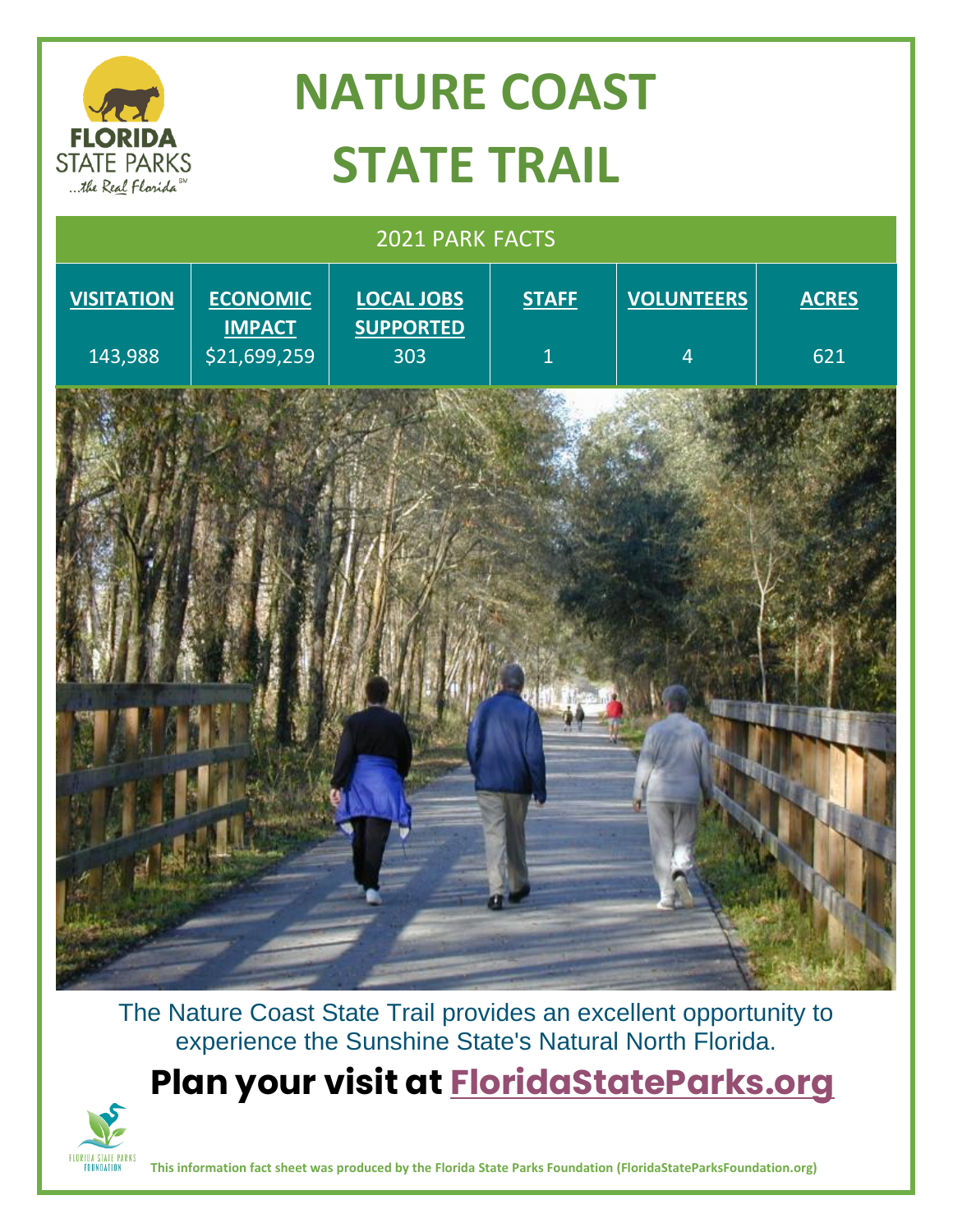# NATURE COAST STATE TRAIL

| 2021 PARK FACTS | | | | | |
|---|---|---|---|---|---|
| **VISITATION** | **ECONOMIC IMPACT** | **LOCAL JOBS SUPPORTED** | **STAFF** | **VOLUNTEERS** | **ACRES** |
| 143,988 | $21,699,259 | 303 | 1 | 4 | 621 |

The Nature Coast State Trail provides an excellent opportunity to experience the Sunshine State's Natural North Florida.

## Plan your visit at FloridaStateParks.org

**This information fact sheet was produced by the Florida State Parks Foundation (FloridaStateParksFoundation.org)**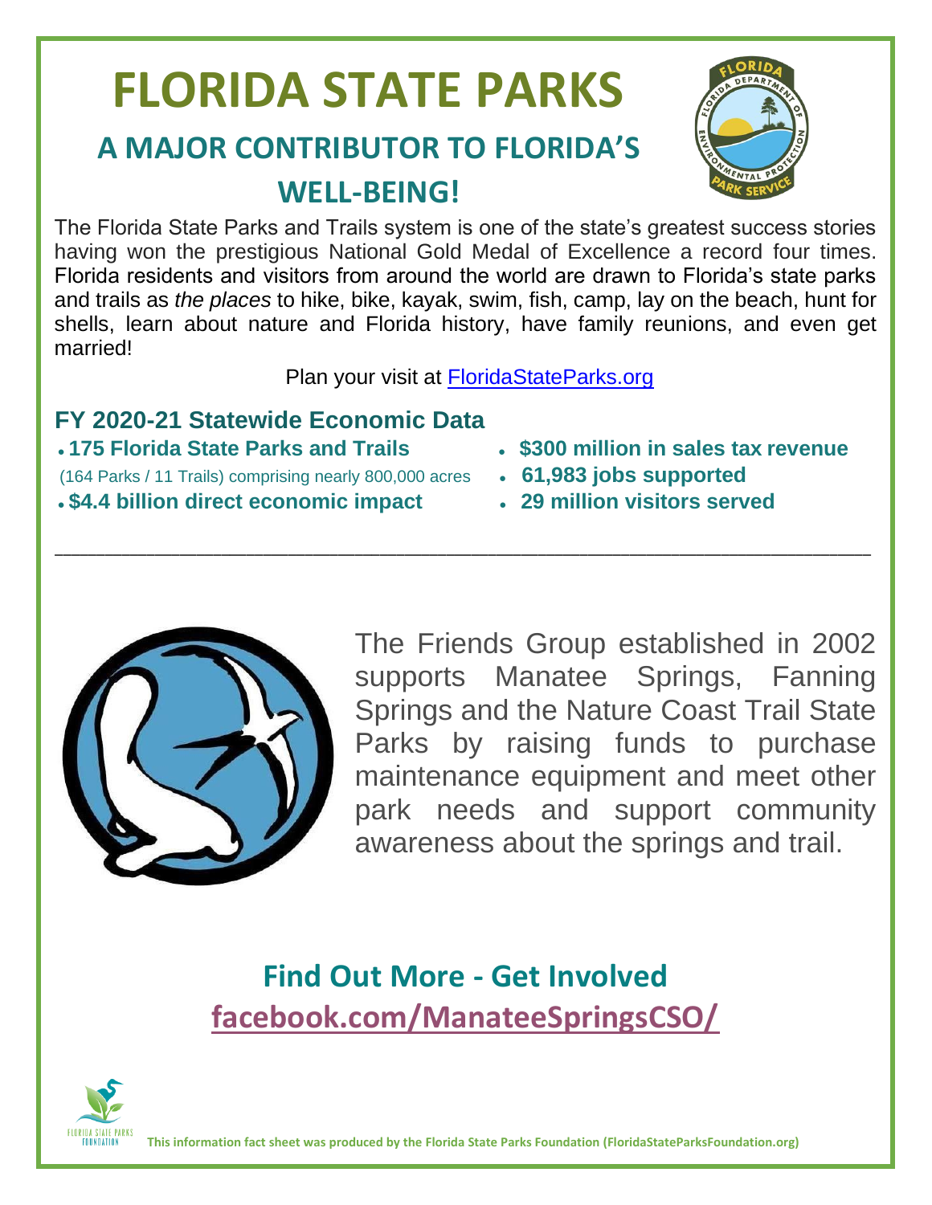# FLORIDA STATE PARKS

## A MAJOR CONTRIBUTOR TO FLORIDA'S WELL-BEING!

The Florida State Parks and Trails system is one of the state's greatest success stories having won the prestigious National Gold Medal of Excellence a record four times. Florida residents and visitors from around the world are drawn to Florida's state parks and trails as *the places* to hike, bike, kayak, swim, fish, camp, lay on the beach, hunt for shells, learn about nature and Florida history, have family reunions, and even get married!

Plan your visit at FloridaStateParks.org

### FY 2020-21 Statewide Economic Data

- **175 Florida State Parks and Trails** (164 Parks / 11 Trails) comprising nearly 800,000 acres
- **$4.4 billion direct economic impact**
- **$300 million in sales tax revenue**
- **61,983 jobs supported**
- **29 million visitors served**

---

The Friends Group established in 2002 supports Manatee Springs, Fanning Springs and the Nature Coast Trail State Parks by raising funds to purchase maintenance equipment and meet other park needs and support community awareness about the springs and trail.

## Find Out More - Get Involved

**facebook.com/ManateeSpringsCSO/**

**This information fact sheet was produced by the Florida State Parks Foundation (FloridaStateParksFoundation.org)**